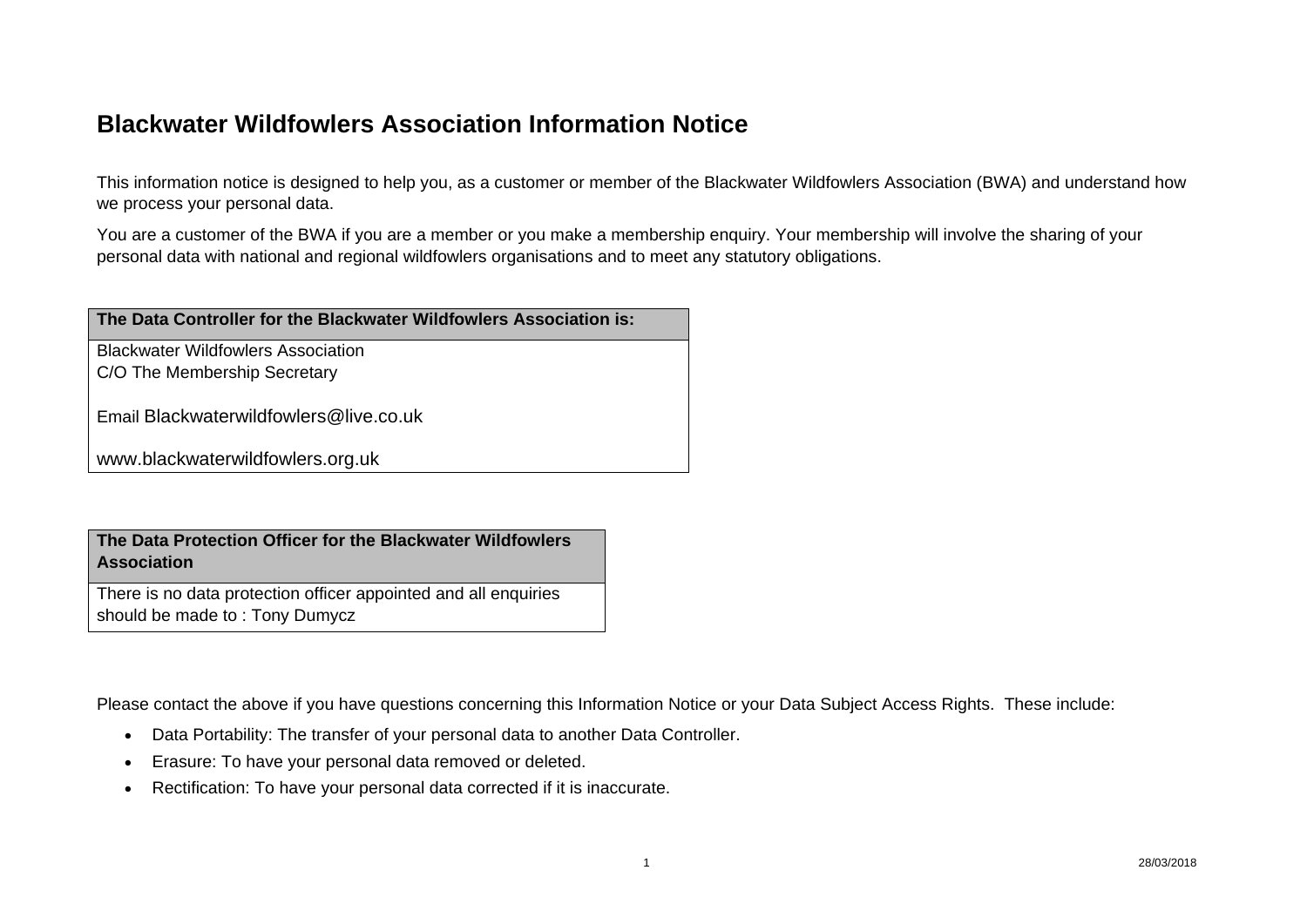# Blackwater Wildfowlers Association Information Notice

This information notice is designed to help you, as a customer or member of the Blackwater Wildfowlers Association (BWA) and understand how we process your personal data.

You are a customer of the BWA if you are a member or you make a membership enquiry. Your membership will involve the sharing of your personal data with national and regional wildfowlers organisations and to meet any statutory obligations.

| The Data Controller for the Blackwater Wildfowlers Association is: |
| --- |
| Blackwater Wildfowlers Association<br>C/O The Membership Secretary<br><br>Email Blackwaterwildfowlers@live.co.uk<br><br>www.blackwaterwildfowlers.org.uk |

| The Data Protection Officer for the Blackwater Wildfowlers Association |
| --- |
| There is no data protection officer appointed and all enquiries should be made to : Tony Dumycz |

Please contact the above if you have questions concerning this Information Notice or your Data Subject Access Rights. These include:

- Data Portability: The transfer of your personal data to another Data Controller.
- Erasure: To have your personal data removed or deleted.
- Rectification: To have your personal data corrected if it is inaccurate.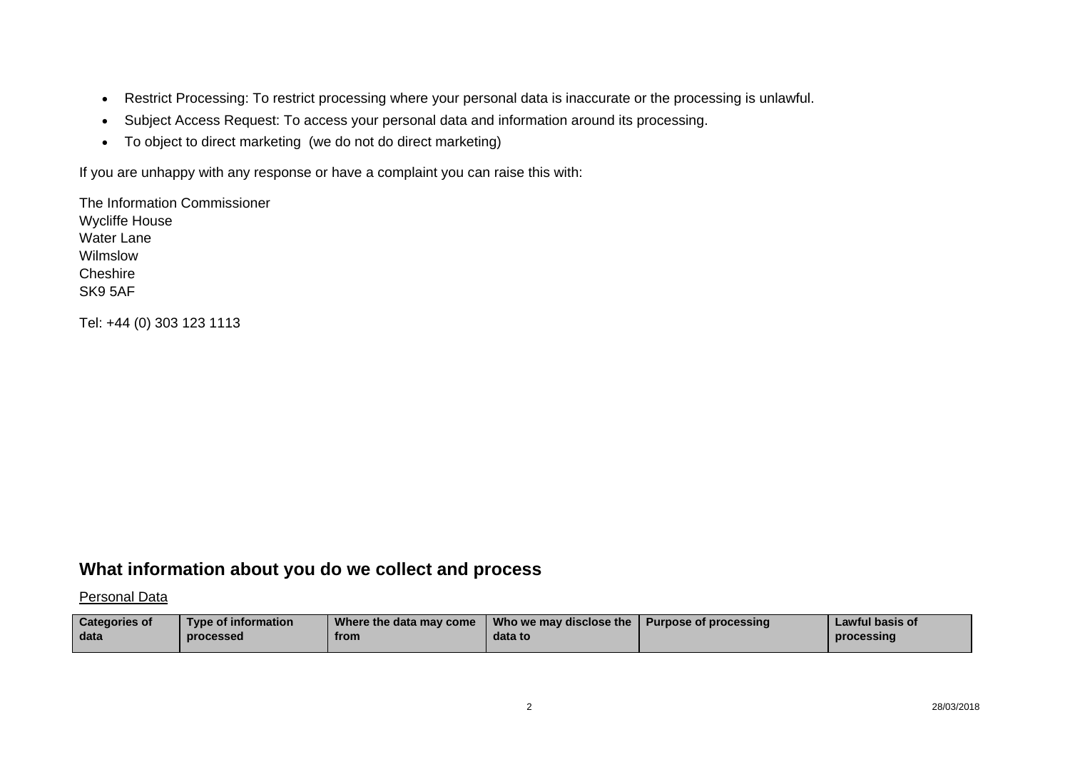- Restrict Processing: To restrict processing where your personal data is inaccurate or the processing is unlawful.
- Subject Access Request: To access your personal data and information around its processing.
- To object to direct marketing  (we do not do direct marketing)

If you are unhappy with any response or have a complaint you can raise this with:

The Information Commissioner
Wycliffe House
Water Lane
Wilmslow
Cheshire
SK9 5AF

Tel: +44 (0) 303 123 1113

## What information about you do we collect and process

Personal Data

| Categories of data | Type of information processed | Where the data may come from | Who we may disclose the data to | Purpose of processing | Lawful basis of processing |
| --- | --- | --- | --- | --- | --- |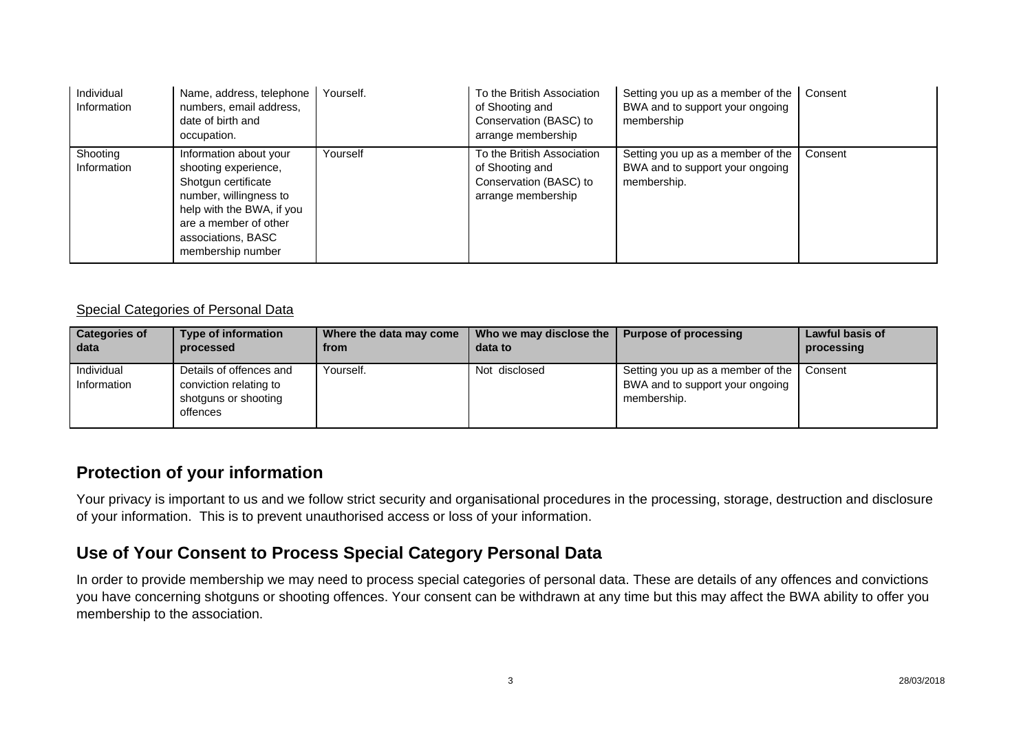| | | | | | |
|---|---|---|---|---|---|
| Individual Information | Name, address, telephone numbers, email address, date of birth and occupation. | Yourself. | To the British Association of Shooting and Conservation (BASC) to arrange membership | Setting you up as a member of the BWA and to support your ongoing membership | Consent |
| Shooting Information | Information about your shooting experience, Shotgun certificate number, willingness to help with the BWA, if you are a member of other associations, BASC membership number | Yourself | To the British Association of Shooting and Conservation (BASC) to arrange membership | Setting you up as a member of the BWA and to support your ongoing membership. | Consent |

Special Categories of Personal Data

| Categories of data | Type of information processed | Where the data may come from | Who we may disclose the data to | Purpose of processing | Lawful basis of processing |
|---|---|---|---|---|---|
| Individual Information | Details of offences and conviction relating to shotguns or shooting offences | Yourself. | Not disclosed | Setting you up as a member of the BWA and to support your ongoing membership. | Consent |

## Protection of your information

Your privacy is important to us and we follow strict security and organisational procedures in the processing, storage, destruction and disclosure of your information. This is to prevent unauthorised access or loss of your information.

## Use of Your Consent to Process Special Category Personal Data

In order to provide membership we may need to process special categories of personal data. These are details of any offences and convictions you have concerning shotguns or shooting offences. Your consent can be withdrawn at any time but this may affect the BWA ability to offer you membership to the association.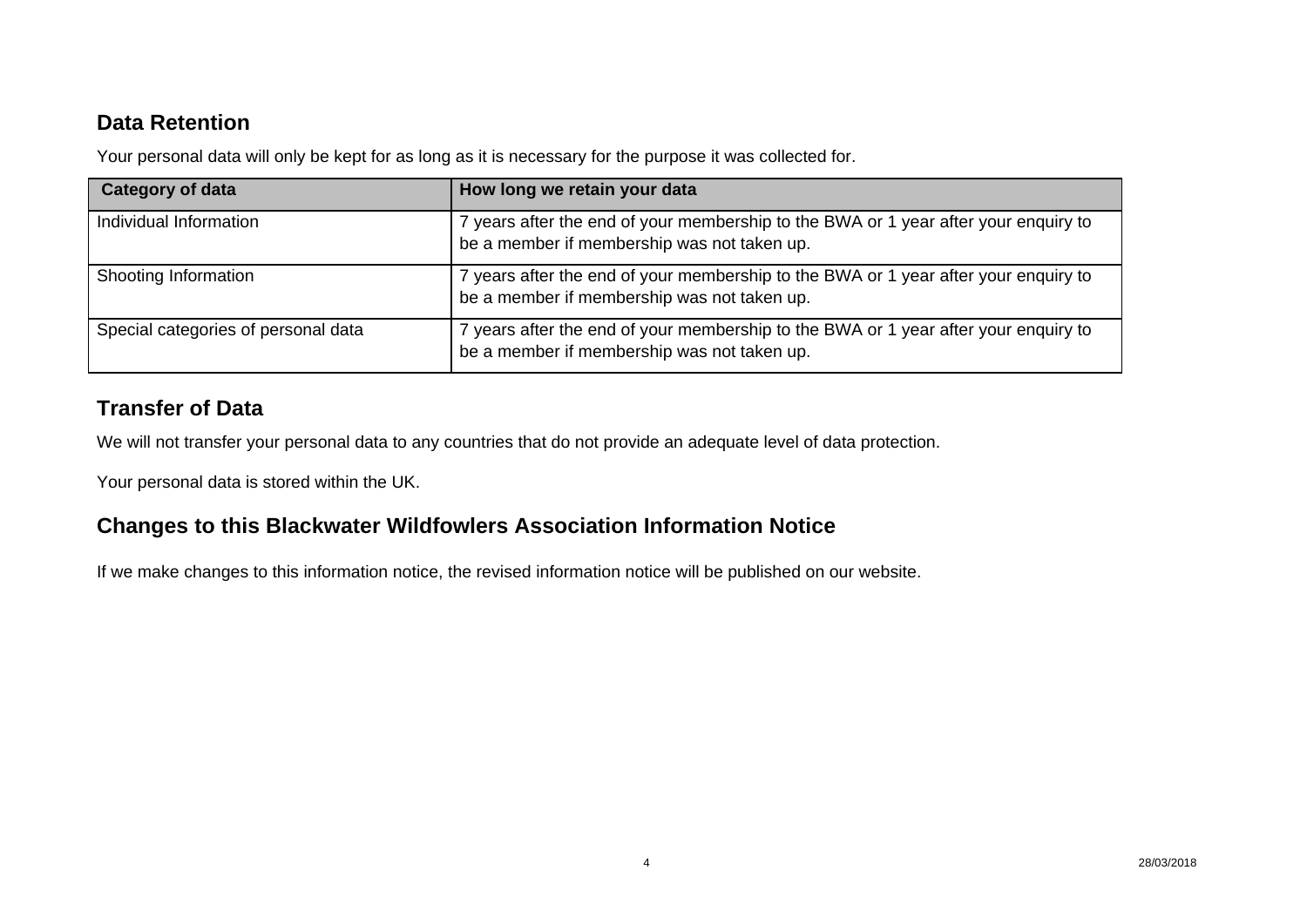## Data Retention

Your personal data will only be kept for as long as it is necessary for the purpose it was collected for.

| Category of data | How long we retain your data |
|---|---|
| Individual Information | 7 years after the end of your membership to the BWA or 1 year after your enquiry to be a member if membership was not taken up. |
| Shooting Information | 7 years after the end of your membership to the BWA or 1 year after your enquiry to be a member if membership was not taken up. |
| Special categories of personal data | 7 years after the end of your membership to the BWA or 1 year after your enquiry to be a member if membership was not taken up. |

## Transfer of Data

We will not transfer your personal data to any countries that do not provide an adequate level of data protection.

Your personal data is stored within the UK.

## Changes to this Blackwater Wildfowlers Association Information Notice

If we make changes to this information notice, the revised information notice will be published on our website.